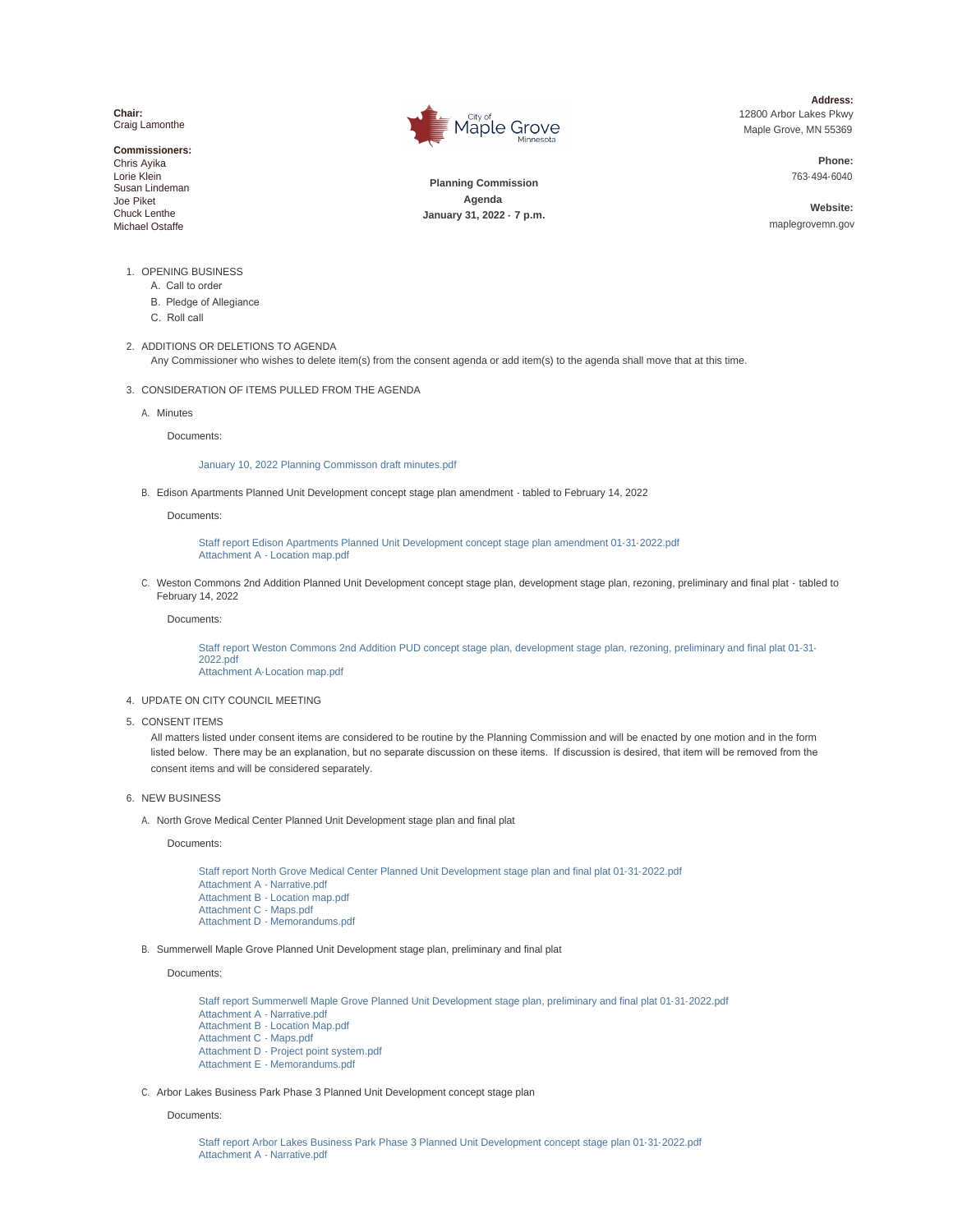**Chair:**
Craig Lamonthe

**Commissioners:**
Chris Ayika
Lorie Klein
Susan Lindeman
Joe Piket
Chuck Lenthe
Michael Ostaffe

City of Maple Grove Minnesota

**Planning Commission**
**Agenda**
**January 31, 2022 - 7 p.m.**

**Address:**
12800 Arbor Lakes Pkwy
Maple Grove, MN 55369

**Phone:**
763-494-6040

**Website:**
maplegrovemn.gov

1. OPENING BUSINESS
   A. Call to order
   B. Pledge of Allegiance
   C. Roll call

2. ADDITIONS OR DELETIONS TO AGENDA
   Any Commissioner who wishes to delete item(s) from the consent agenda or add item(s) to the agenda shall move that at this time.

3. CONSIDERATION OF ITEMS PULLED FROM THE AGENDA

   A. Minutes

      Documents:

      January 10, 2022 Planning Commisson draft minutes.pdf

   B. Edison Apartments Planned Unit Development concept stage plan amendment - tabled to February 14, 2022

      Documents:

      Staff report Edison Apartments Planned Unit Development concept stage plan amendment 01-31-2022.pdf
      Attachment A - Location map.pdf

   C. Weston Commons 2nd Addition Planned Unit Development concept stage plan, development stage plan, rezoning, preliminary and final plat - tabled to February 14, 2022

      Documents:

      Staff report Weston Commons 2nd Addition PUD concept stage plan, development stage plan, rezoning, preliminary and final plat 01-31-2022.pdf
      Attachment A-Location map.pdf

4. UPDATE ON CITY COUNCIL MEETING

5. CONSENT ITEMS
   All matters listed under consent items are considered to be routine by the Planning Commission and will be enacted by one motion and in the form listed below. There may be an explanation, but no separate discussion on these items. If discussion is desired, that item will be removed from the consent items and will be considered separately.

6. NEW BUSINESS

   A. North Grove Medical Center Planned Unit Development stage plan and final plat

      Documents:

      Staff report North Grove Medical Center Planned Unit Development stage plan and final plat 01-31-2022.pdf
      Attachment A - Narrative.pdf
      Attachment B - Location map.pdf
      Attachment C - Maps.pdf
      Attachment D - Memorandums.pdf

   B. Summerwell Maple Grove Planned Unit Development stage plan, preliminary and final plat

      Documents:

      Staff report Summerwell Maple Grove Planned Unit Development stage plan, preliminary and final plat 01-31-2022.pdf
      Attachment A - Narrative.pdf
      Attachment B - Location Map.pdf
      Attachment C - Maps.pdf
      Attachment D - Project point system.pdf
      Attachment E - Memorandums.pdf

   C. Arbor Lakes Business Park Phase 3 Planned Unit Development concept stage plan

      Documents:

      Staff report Arbor Lakes Business Park Phase 3 Planned Unit Development concept stage plan 01-31-2022.pdf
      Attachment A - Narrative.pdf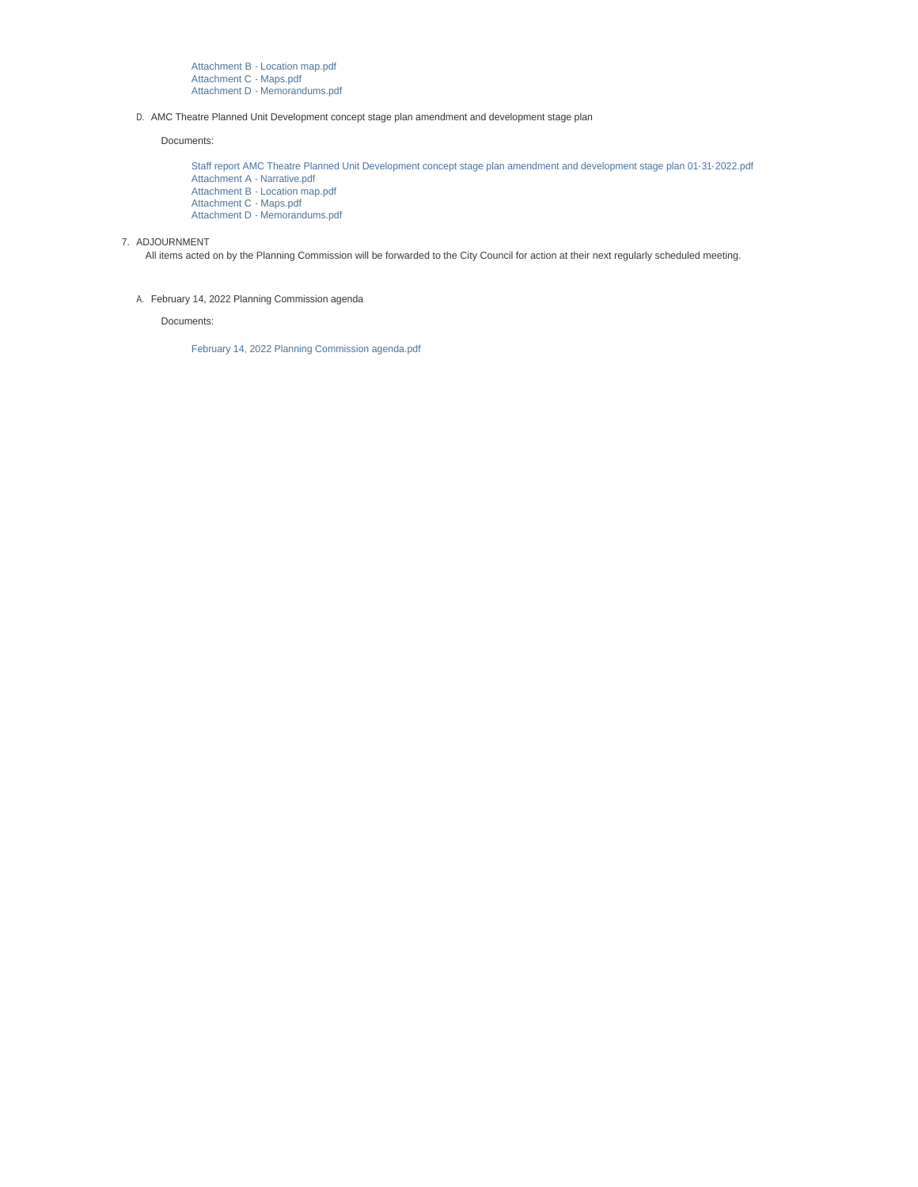Attachment B - Location map.pdf
Attachment C - Maps.pdf
Attachment D - Memorandums.pdf

D. AMC Theatre Planned Unit Development concept stage plan amendment and development stage plan

Documents:

Staff report AMC Theatre Planned Unit Development concept stage plan amendment and development stage plan 01-31-2022.pdf
Attachment A - Narrative.pdf
Attachment B - Location map.pdf
Attachment C - Maps.pdf
Attachment D - Memorandums.pdf

7. ADJOURNMENT

All items acted on by the Planning Commission will be forwarded to the City Council for action at their next regularly scheduled meeting.

A. February 14, 2022 Planning Commission agenda

Documents:

February 14, 2022 Planning Commission agenda.pdf